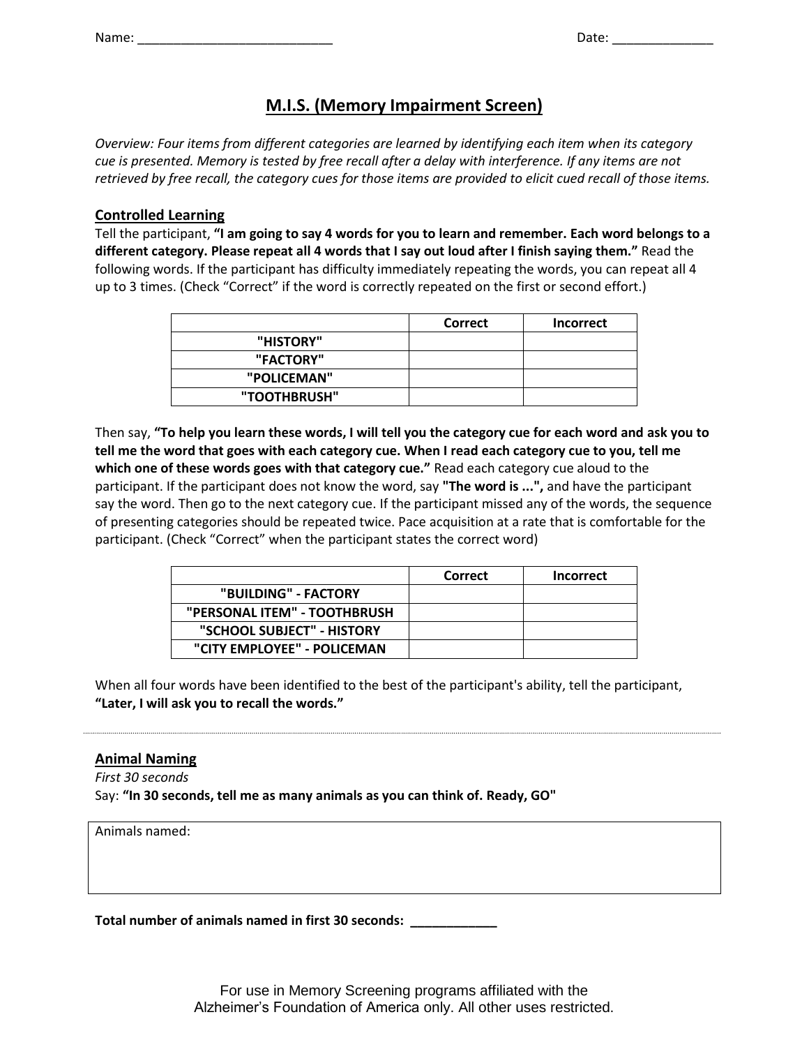Name: ___________________________ Date: ______________

# M.I.S. (Memory Impairment Screen)

*Overview: Four items from different categories are learned by identifying each item when its category cue is presented. Memory is tested by free recall after a delay with interference. If any items are not retrieved by free recall, the category cues for those items are provided to elicit cued recall of those items.*

## Controlled Learning

Tell the participant, **"I am going to say 4 words for you to learn and remember. Each word belongs to a different category. Please repeat all 4 words that I say out loud after I finish saying them."** Read the following words. If the participant has difficulty immediately repeating the words, you can repeat all 4 up to 3 times. (Check "Correct" if the word is correctly repeated on the first or second effort.)

| | Correct | Incorrect |
|---|---|---|
| **"HISTORY"** | | |
| **"FACTORY"** | | |
| **"POLICEMAN"** | | |
| **"TOOTHBRUSH"** | | |

Then say, **"To help you learn these words, I will tell you the category cue for each word and ask you to tell me the word that goes with each category cue. When I read each category cue to you, tell me which one of these words goes with that category cue."** Read each category cue aloud to the participant. If the participant does not know the word, say **"The word is ...",** and have the participant say the word. Then go to the next category cue. If the participant missed any of the words, the sequence of presenting categories should be repeated twice. Pace acquisition at a rate that is comfortable for the participant. (Check "Correct" when the participant states the correct word)

| | Correct | Incorrect |
|---|---|---|
| **"BUILDING" - FACTORY** | | |
| **"PERSONAL ITEM" - TOOTHBRUSH** | | |
| **"SCHOOL SUBJECT" - HISTORY** | | |
| **"CITY EMPLOYEE" - POLICEMAN** | | |

When all four words have been identified to the best of the participant's ability, tell the participant, **"Later, I will ask you to recall the words."**

---

## Animal Naming

*First 30 seconds*

Say: **"In 30 seconds, tell me as many animals as you can think of. Ready, GO"**

| Animals named: |
|---|
| |

**Total number of animals named in first 30 seconds: ____________**

For use in Memory Screening programs affiliated with the Alzheimer's Foundation of America only. All other uses restricted.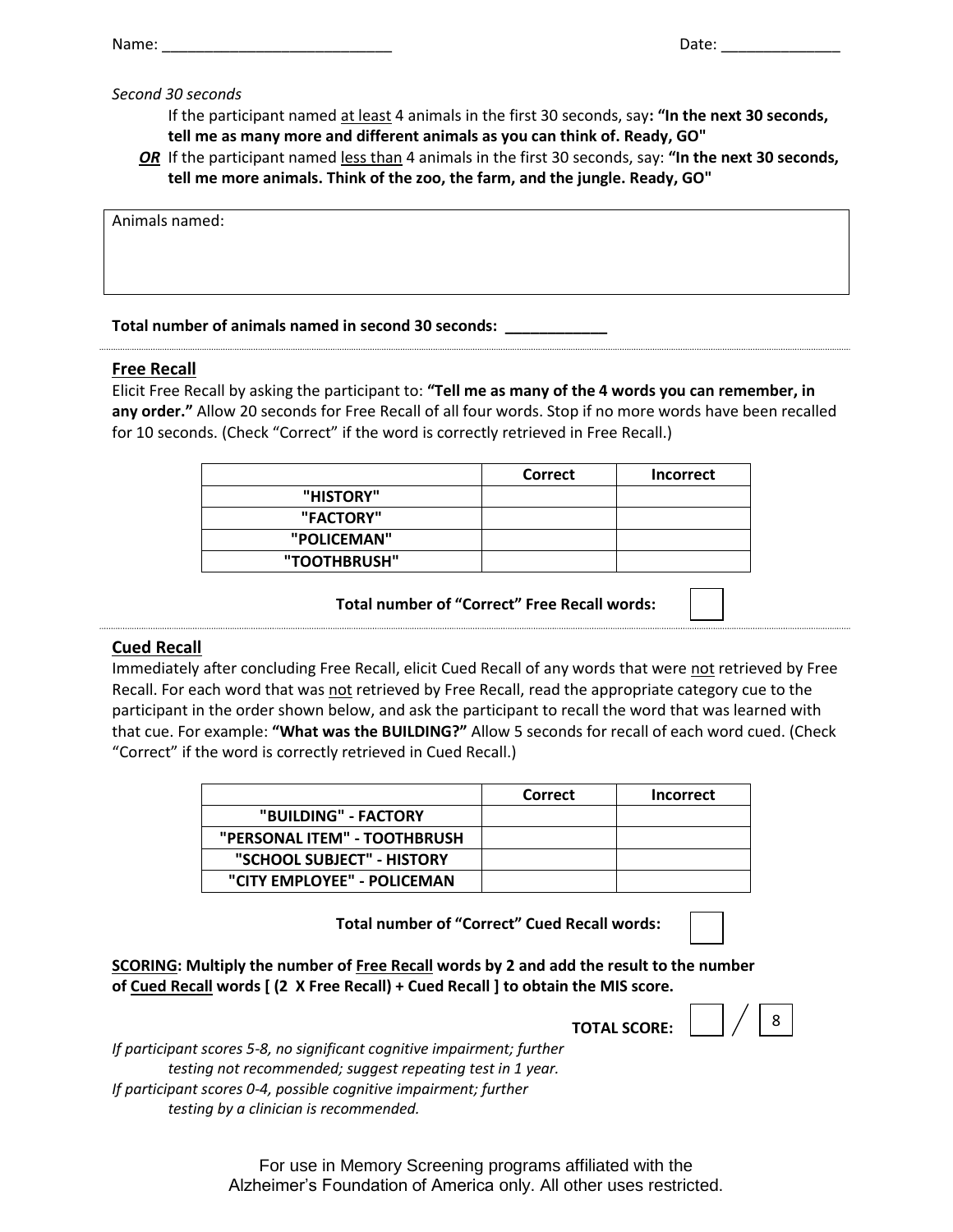Name: ___________________________ Date: ______________

*Second 30 seconds*

If the participant named <u>at least</u> 4 animals in the first 30 seconds, say**: "In the next 30 seconds, tell me as many more and different animals as you can think of. Ready, GO"**

***OR*** If the participant named <u>less than</u> 4 animals in the first 30 seconds, say: **"In the next 30 seconds, tell me more animals. Think of the zoo, the farm, and the jungle. Ready, GO"**

| Animals named: |
|---|
| |

**Total number of animals named in second 30 seconds: ____________**

## Free Recall

Elicit Free Recall by asking the participant to: **"Tell me as many of the 4 words you can remember, in any order."** Allow 20 seconds for Free Recall of all four words. Stop if no more words have been recalled for 10 seconds. (Check "Correct" if the word is correctly retrieved in Free Recall.)

| | Correct | Incorrect |
|---|---|---|
| "HISTORY" | | |
| "FACTORY" | | |
| "POLICEMAN" | | |
| "TOOTHBRUSH" | | |

**Total number of "Correct" Free Recall words:** ☐

## Cued Recall

Immediately after concluding Free Recall, elicit Cued Recall of any words that were <u>not</u> retrieved by Free Recall. For each word that was <u>not</u> retrieved by Free Recall, read the appropriate category cue to the participant in the order shown below, and ask the participant to recall the word that was learned with that cue. For example: **"What was the BUILDING?"** Allow 5 seconds for recall of each word cued. (Check "Correct" if the word is correctly retrieved in Cued Recall.)

| | Correct | Incorrect |
|---|---|---|
| "BUILDING" - FACTORY | | |
| "PERSONAL ITEM" - TOOTHBRUSH | | |
| "SCHOOL SUBJECT" - HISTORY | | |
| "CITY EMPLOYEE" - POLICEMAN | | |

**Total number of "Correct" Cued Recall words:** ☐

**<u>SCORING</u>: Multiply the number of <u>Free Recall</u> words by 2 and add the result to the number of <u>Cued Recall</u> words [ (2 X Free Recall) + Cued Recall ] to obtain the MIS score.**

**TOTAL SCORE:** ☐ / 8

*If participant scores 5-8, no significant cognitive impairment; further testing not recommended; suggest repeating test in 1 year.*

*If participant scores 0-4, possible cognitive impairment; further testing by a clinician is recommended.*

For use in Memory Screening programs affiliated with the Alzheimer's Foundation of America only. All other uses restricted.